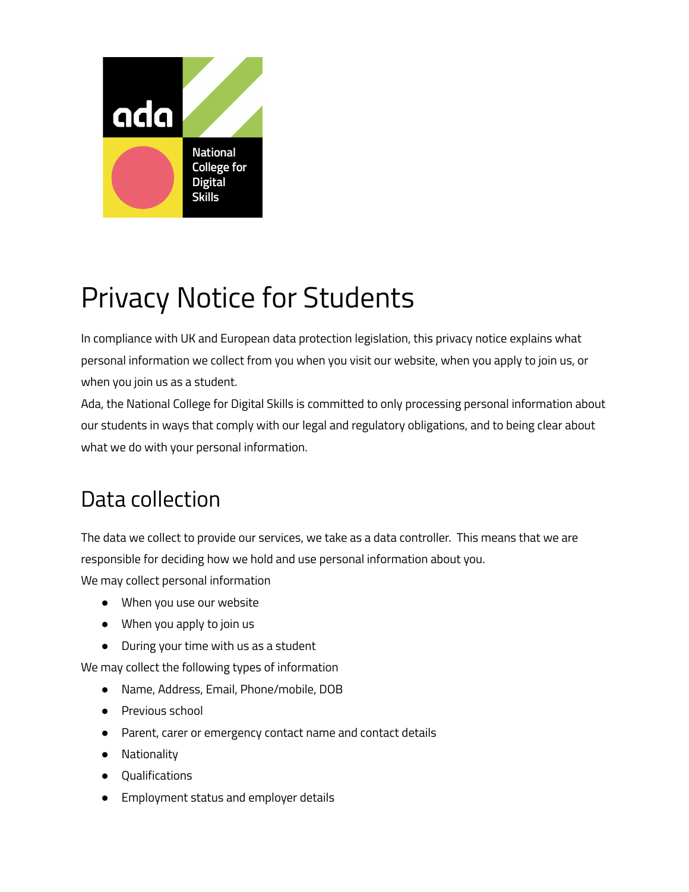# Privacy Notice for Students

In compliance with UK and European data protection legislation, this privacy notice explains what personal information we collect from you when you visit our website, when you apply to join us, or when you join us as a student.

Ada, the National College for Digital Skills is committed to only processing personal information about our students in ways that comply with our legal and regulatory obligations, and to being clear about what we do with your personal information.

## Data collection

The data we collect to provide our services, we take as a data controller. This means that we are responsible for deciding how we hold and use personal information about you.

We may collect personal information

- When you use our website
- When you apply to join us
- During your time with us as a student

We may collect the following types of information

- Name, Address, Email, Phone/mobile, DOB
- Previous school
- Parent, carer or emergency contact name and contact details
- Nationality
- Qualifications
- Employment status and employer details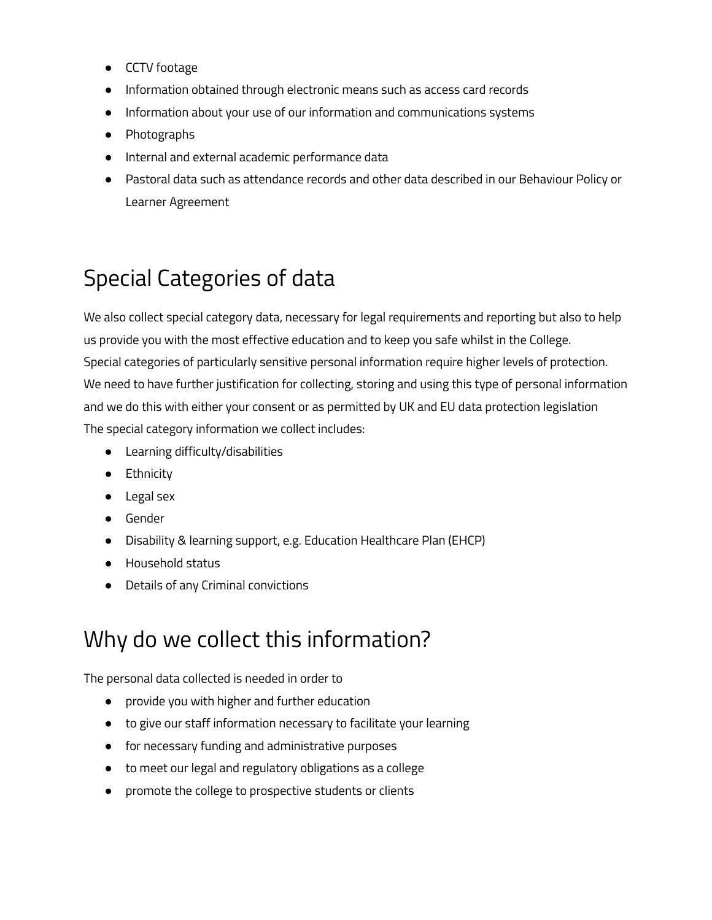- CCTV footage
- Information obtained through electronic means such as access card records
- Information about your use of our information and communications systems
- Photographs
- Internal and external academic performance data
- Pastoral data such as attendance records and other data described in our Behaviour Policy or Learner Agreement

# Special Categories of data

We also collect special category data, necessary for legal requirements and reporting but also to help us provide you with the most effective education and to keep you safe whilst in the College.
Special categories of particularly sensitive personal information require higher levels of protection.
We need to have further justification for collecting, storing and using this type of personal information and we do this with either your consent or as permitted by UK and EU data protection legislation
The special category information we collect includes:

- Learning difficulty/disabilities
- Ethnicity
- Legal sex
- Gender
- Disability & learning support, e.g. Education Healthcare Plan (EHCP)
- Household status
- Details of any Criminal convictions

# Why do we collect this information?

The personal data collected is needed in order to

- provide you with higher and further education
- to give our staff information necessary to facilitate your learning
- for necessary funding and administrative purposes
- to meet our legal and regulatory obligations as a college
- promote the college to prospective students or clients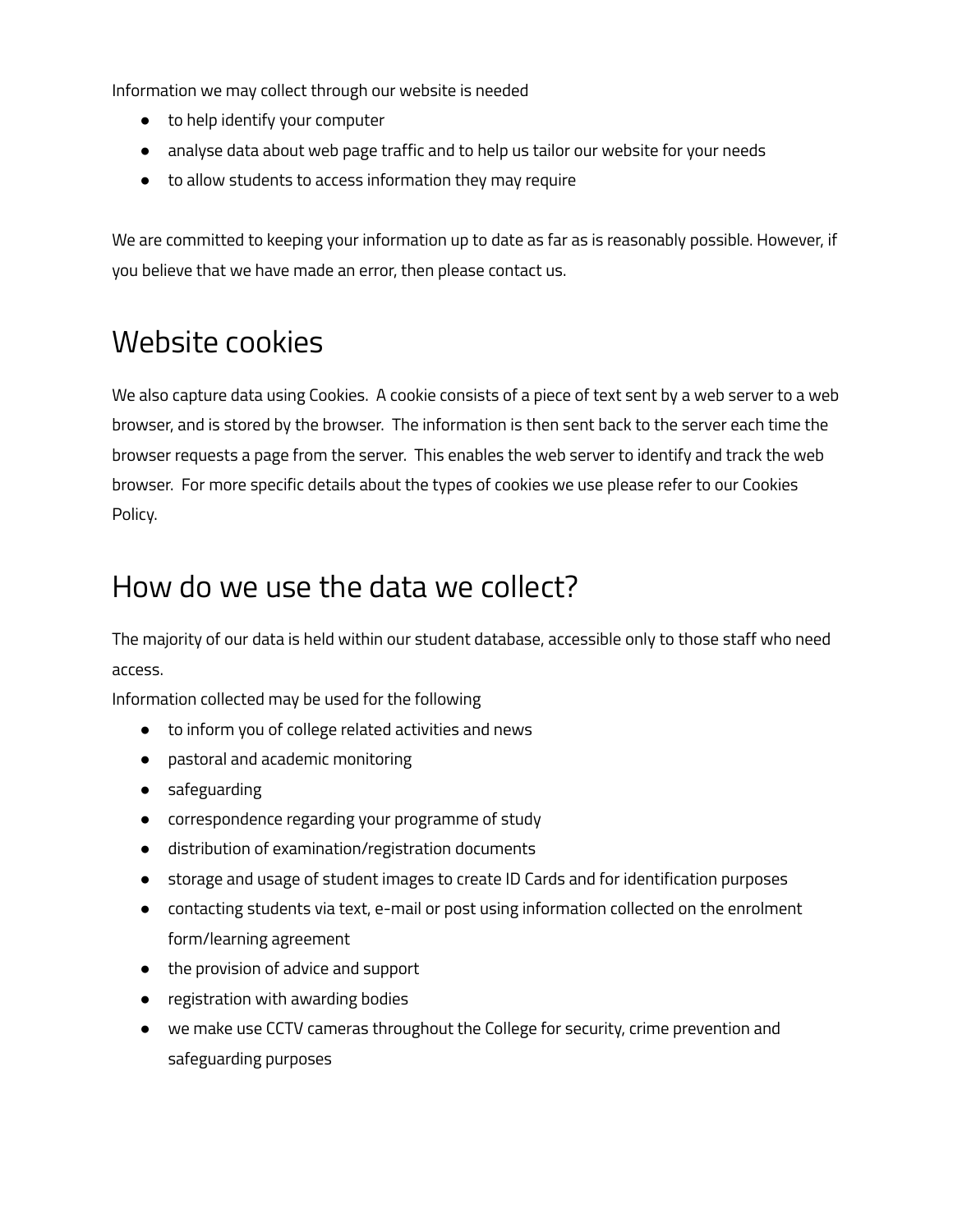Information we may collect through our website is needed

- to help identify your computer
- analyse data about web page traffic and to help us tailor our website for your needs
- to allow students to access information they may require

We are committed to keeping your information up to date as far as is reasonably possible. However, if you believe that we have made an error, then please contact us.

# Website cookies

We also capture data using Cookies. A cookie consists of a piece of text sent by a web server to a web browser, and is stored by the browser. The information is then sent back to the server each time the browser requests a page from the server. This enables the web server to identify and track the web browser. For more specific details about the types of cookies we use please refer to our Cookies Policy.

# How do we use the data we collect?

The majority of our data is held within our student database, accessible only to those staff who need access.

Information collected may be used for the following

- to inform you of college related activities and news
- pastoral and academic monitoring
- safeguarding
- correspondence regarding your programme of study
- distribution of examination/registration documents
- storage and usage of student images to create ID Cards and for identification purposes
- contacting students via text, e-mail or post using information collected on the enrolment form/learning agreement
- the provision of advice and support
- registration with awarding bodies
- we make use CCTV cameras throughout the College for security, crime prevention and safeguarding purposes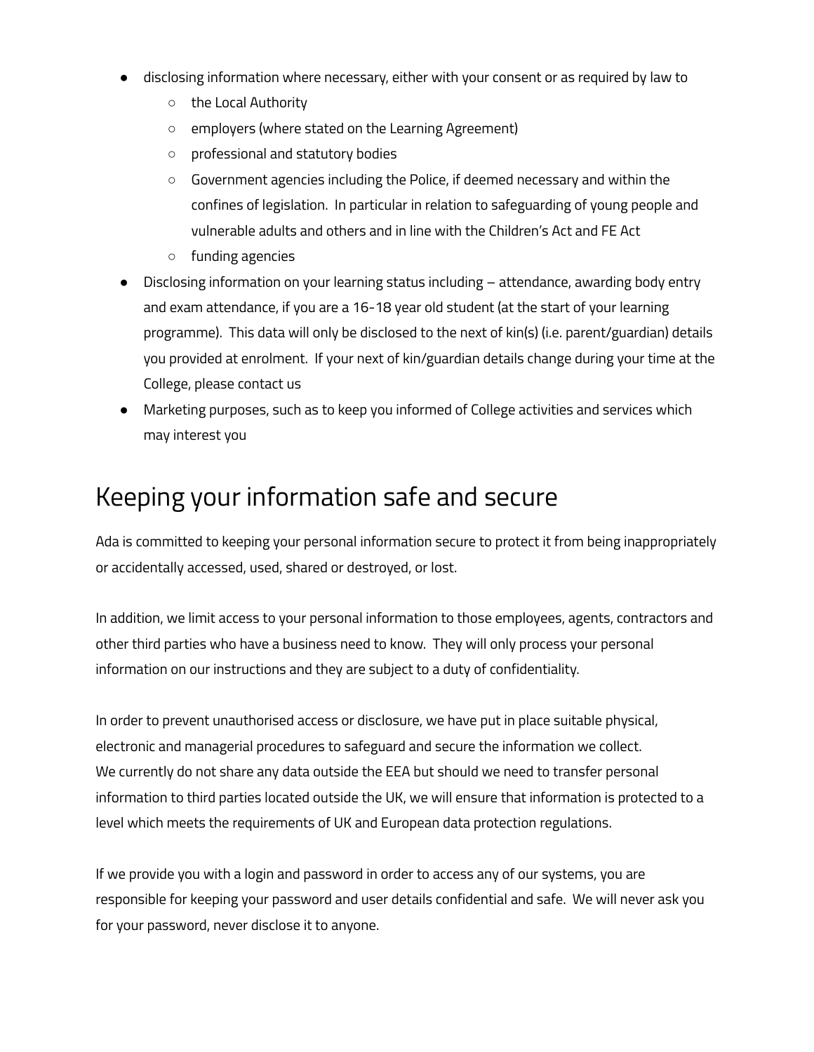- disclosing information where necessary, either with your consent or as required by law to
    - the Local Authority
    - employers (where stated on the Learning Agreement)
    - professional and statutory bodies
    - Government agencies including the Police, if deemed necessary and within the confines of legislation. In particular in relation to safeguarding of young people and vulnerable adults and others and in line with the Children's Act and FE Act
    - funding agencies
- Disclosing information on your learning status including – attendance, awarding body entry and exam attendance, if you are a 16-18 year old student (at the start of your learning programme). This data will only be disclosed to the next of kin(s) (i.e. parent/guardian) details you provided at enrolment. If your next of kin/guardian details change during your time at the College, please contact us
- Marketing purposes, such as to keep you informed of College activities and services which may interest you

# Keeping your information safe and secure

Ada is committed to keeping your personal information secure to protect it from being inappropriately or accidentally accessed, used, shared or destroyed, or lost.

In addition, we limit access to your personal information to those employees, agents, contractors and other third parties who have a business need to know. They will only process your personal information on our instructions and they are subject to a duty of confidentiality.

In order to prevent unauthorised access or disclosure, we have put in place suitable physical, electronic and managerial procedures to safeguard and secure the information we collect.
We currently do not share any data outside the EEA but should we need to transfer personal information to third parties located outside the UK, we will ensure that information is protected to a level which meets the requirements of UK and European data protection regulations.

If we provide you with a login and password in order to access any of our systems, you are responsible for keeping your password and user details confidential and safe. We will never ask you for your password, never disclose it to anyone.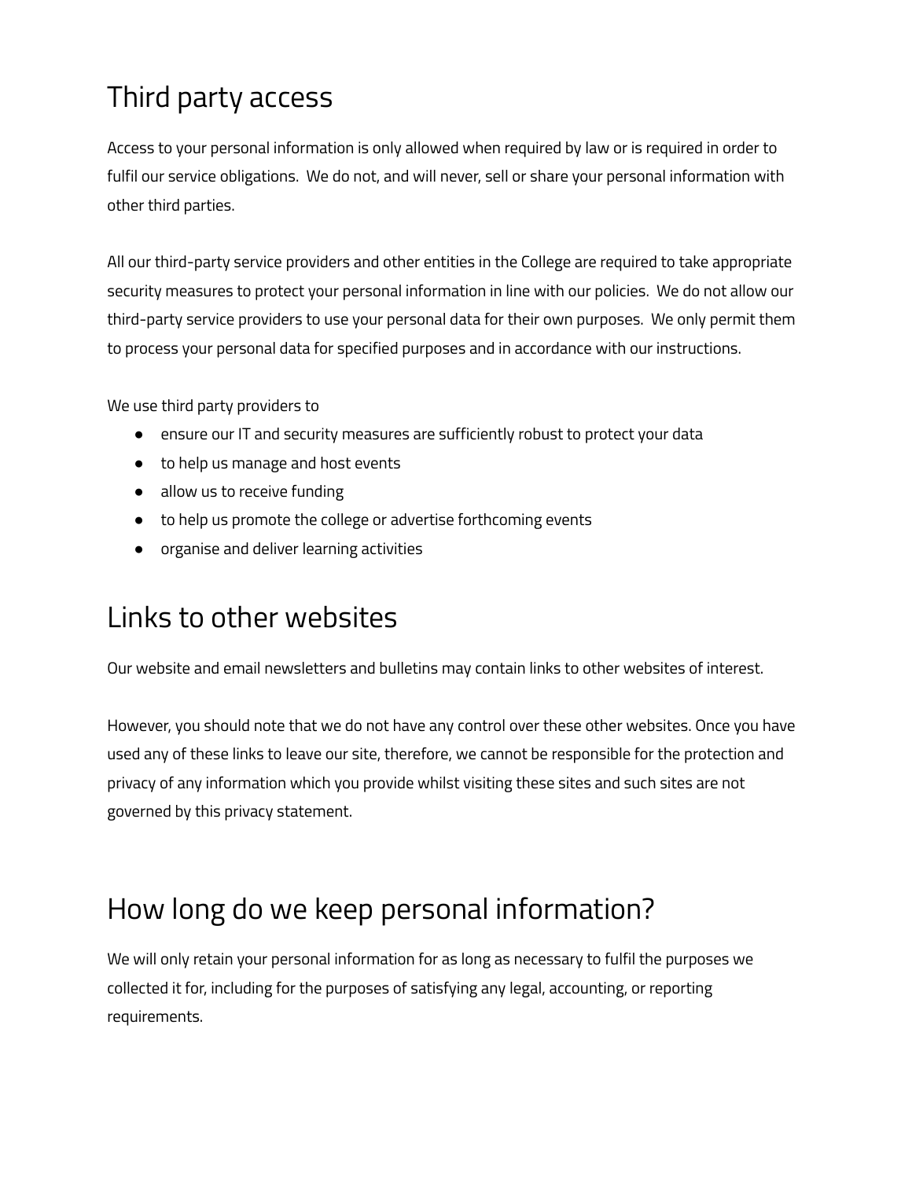## Third party access

Access to your personal information is only allowed when required by law or is required in order to fulfil our service obligations.  We do not, and will never, sell or share your personal information with other third parties.

All our third-party service providers and other entities in the College are required to take appropriate security measures to protect your personal information in line with our policies.  We do not allow our third-party service providers to use your personal data for their own purposes.  We only permit them to process your personal data for specified purposes and in accordance with our instructions.

We use third party providers to

- ensure our IT and security measures are sufficiently robust to protect your data
- to help us manage and host events
- allow us to receive funding
- to help us promote the college or advertise forthcoming events
- organise and deliver learning activities

## Links to other websites

Our website and email newsletters and bulletins may contain links to other websites of interest.

However, you should note that we do not have any control over these other websites. Once you have used any of these links to leave our site, therefore, we cannot be responsible for the protection and privacy of any information which you provide whilst visiting these sites and such sites are not governed by this privacy statement.

## How long do we keep personal information?

We will only retain your personal information for as long as necessary to fulfil the purposes we collected it for, including for the purposes of satisfying any legal, accounting, or reporting requirements.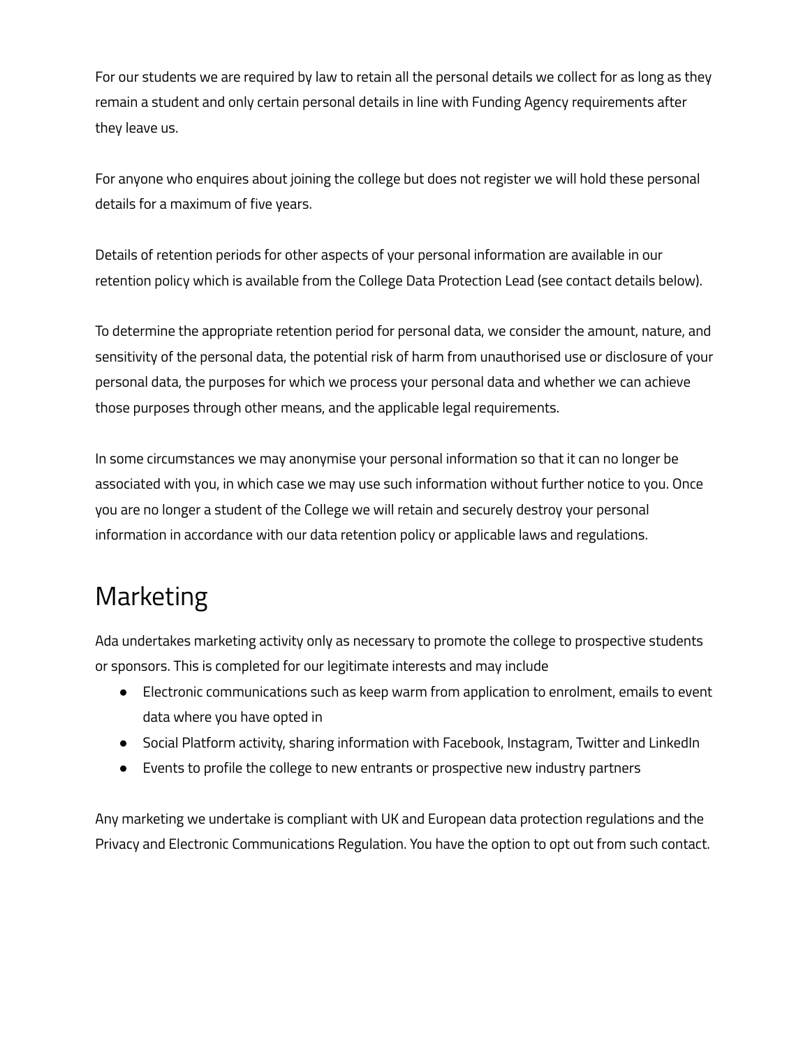For our students we are required by law to retain all the personal details we collect for as long as they remain a student and only certain personal details in line with Funding Agency requirements after they leave us.

For anyone who enquires about joining the college but does not register we will hold these personal details for a maximum of five years.

Details of retention periods for other aspects of your personal information are available in our retention policy which is available from the College Data Protection Lead (see contact details below).

To determine the appropriate retention period for personal data, we consider the amount, nature, and sensitivity of the personal data, the potential risk of harm from unauthorised use or disclosure of your personal data, the purposes for which we process your personal data and whether we can achieve those purposes through other means, and the applicable legal requirements.

In some circumstances we may anonymise your personal information so that it can no longer be associated with you, in which case we may use such information without further notice to you. Once you are no longer a student of the College we will retain and securely destroy your personal information in accordance with our data retention policy or applicable laws and regulations.

# Marketing

Ada undertakes marketing activity only as necessary to promote the college to prospective students or sponsors. This is completed for our legitimate interests and may include

- Electronic communications such as keep warm from application to enrolment, emails to event data where you have opted in
- Social Platform activity, sharing information with Facebook, Instagram, Twitter and LinkedIn
- Events to profile the college to new entrants or prospective new industry partners

Any marketing we undertake is compliant with UK and European data protection regulations and the Privacy and Electronic Communications Regulation. You have the option to opt out from such contact.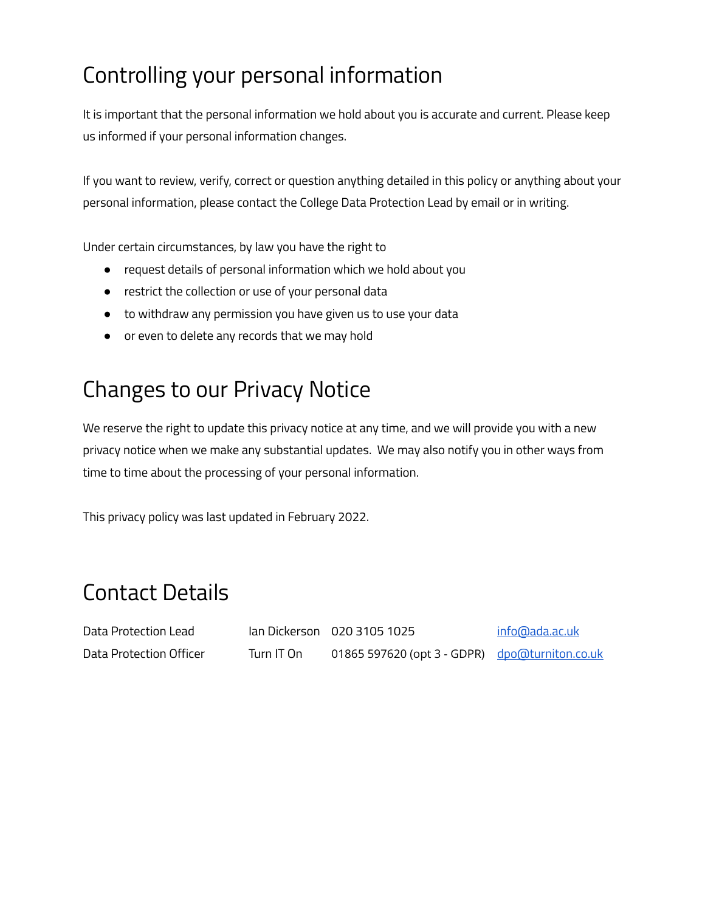# Controlling your personal information

It is important that the personal information we hold about you is accurate and current. Please keep us informed if your personal information changes.

If you want to review, verify, correct or question anything detailed in this policy or anything about your personal information, please contact the College Data Protection Lead by email or in writing.

Under certain circumstances, by law you have the right to

- request details of personal information which we hold about you
- restrict the collection or use of your personal data
- to withdraw any permission you have given us to use your data
- or even to delete any records that we may hold

# Changes to our Privacy Notice

We reserve the right to update this privacy notice at any time, and we will provide you with a new privacy notice when we make any substantial updates. We may also notify you in other ways from time to time about the processing of your personal information.

This privacy policy was last updated in February 2022.

# Contact Details

| | | | |
|---|---|---|---|
| Data Protection Lead | Ian Dickerson | 020 3105 1025 | info@ada.ac.uk |
| Data Protection Officer | Turn IT On | 01865 597620 (opt 3 - GDPR) | dpo@turniton.co.uk |